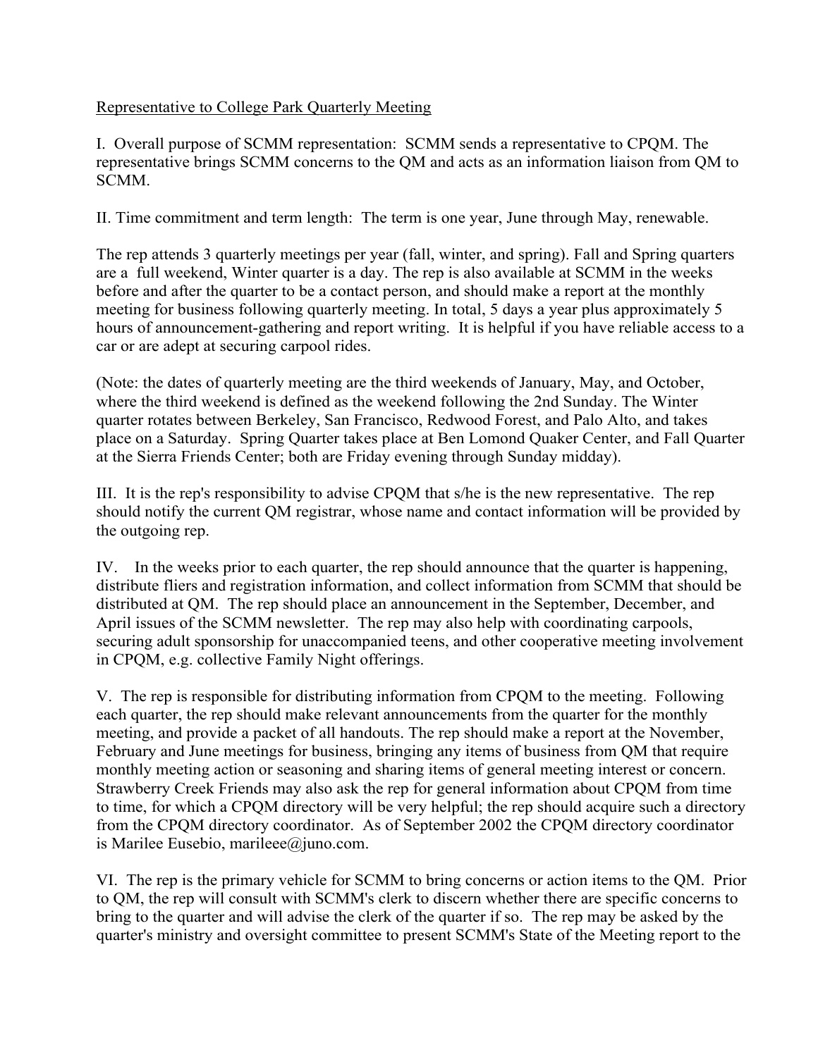<u>Representative to College Park Quarterly Meeting</u>

I. Overall purpose of SCMM representation: SCMM sends a representative to CPQM. The representative brings SCMM concerns to the QM and acts as an information liaison from QM to SCMM.

II. Time commitment and term length: The term is one year, June through May, renewable.

The rep attends 3 quarterly meetings per year (fall, winter, and spring). Fall and Spring quarters are a full weekend, Winter quarter is a day. The rep is also available at SCMM in the weeks before and after the quarter to be a contact person, and should make a report at the monthly meeting for business following quarterly meeting. In total, 5 days a year plus approximately 5 hours of announcement-gathering and report writing. It is helpful if you have reliable access to a car or are adept at securing carpool rides.

(Note: the dates of quarterly meeting are the third weekends of January, May, and October, where the third weekend is defined as the weekend following the 2nd Sunday. The Winter quarter rotates between Berkeley, San Francisco, Redwood Forest, and Palo Alto, and takes place on a Saturday. Spring Quarter takes place at Ben Lomond Quaker Center, and Fall Quarter at the Sierra Friends Center; both are Friday evening through Sunday midday).

III. It is the rep's responsibility to advise CPQM that s/he is the new representative. The rep should notify the current QM registrar, whose name and contact information will be provided by the outgoing rep.

IV. In the weeks prior to each quarter, the rep should announce that the quarter is happening, distribute fliers and registration information, and collect information from SCMM that should be distributed at QM. The rep should place an announcement in the September, December, and April issues of the SCMM newsletter. The rep may also help with coordinating carpools, securing adult sponsorship for unaccompanied teens, and other cooperative meeting involvement in CPQM, e.g. collective Family Night offerings.

V. The rep is responsible for distributing information from CPQM to the meeting. Following each quarter, the rep should make relevant announcements from the quarter for the monthly meeting, and provide a packet of all handouts. The rep should make a report at the November, February and June meetings for business, bringing any items of business from QM that require monthly meeting action or seasoning and sharing items of general meeting interest or concern. Strawberry Creek Friends may also ask the rep for general information about CPQM from time to time, for which a CPQM directory will be very helpful; the rep should acquire such a directory from the CPQM directory coordinator. As of September 2002 the CPQM directory coordinator is Marilee Eusebio, marileee@juno.com.

VI. The rep is the primary vehicle for SCMM to bring concerns or action items to the QM. Prior to QM, the rep will consult with SCMM's clerk to discern whether there are specific concerns to bring to the quarter and will advise the clerk of the quarter if so. The rep may be asked by the quarter's ministry and oversight committee to present SCMM's State of the Meeting report to the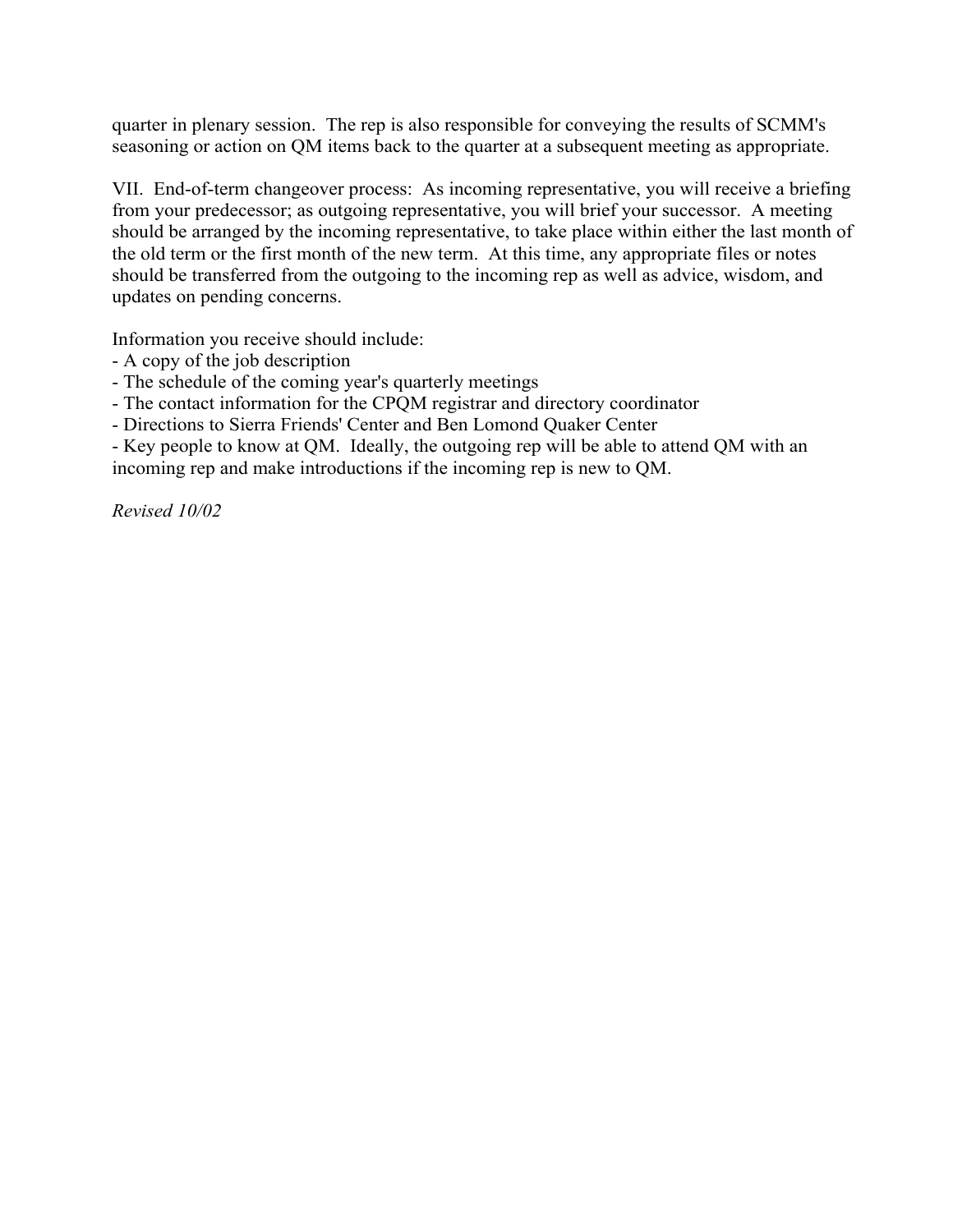quarter in plenary session. The rep is also responsible for conveying the results of SCMM's seasoning or action on QM items back to the quarter at a subsequent meeting as appropriate.

VII. End-of-term changeover process: As incoming representative, you will receive a briefing from your predecessor; as outgoing representative, you will brief your successor. A meeting should be arranged by the incoming representative, to take place within either the last month of the old term or the first month of the new term. At this time, any appropriate files or notes should be transferred from the outgoing to the incoming rep as well as advice, wisdom, and updates on pending concerns.

Information you receive should include:
- A copy of the job description
- The schedule of the coming year's quarterly meetings
- The contact information for the CPQM registrar and directory coordinator
- Directions to Sierra Friends' Center and Ben Lomond Quaker Center
- Key people to know at QM. Ideally, the outgoing rep will be able to attend QM with an incoming rep and make introductions if the incoming rep is new to QM.

*Revised 10/02*